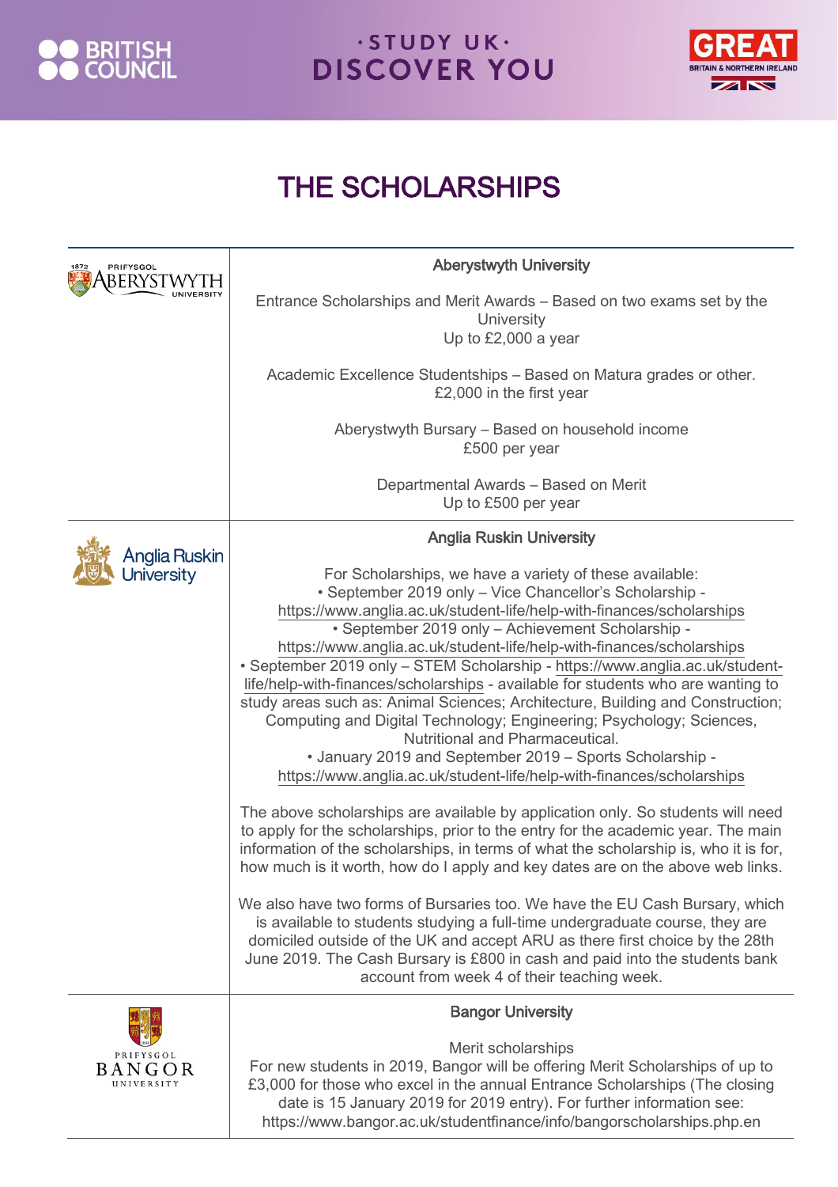# THE SCHOLARSHIPS

| | |
|---|---|
| Aberystwyth University | **Aberystwyth University**<br><br>Entrance Scholarships and Merit Awards – Based on two exams set by the University<br>Up to £2,000 a year<br><br>Academic Excellence Studentships – Based on Matura grades or other.<br>£2,000 in the first year<br><br>Aberystwyth Bursary – Based on household income<br>£500 per year<br><br>Departmental Awards – Based on Merit<br>Up to £500 per year |
| Anglia Ruskin University | **Anglia Ruskin University**<br><br>For Scholarships, we have a variety of these available:<br>• September 2019 only – Vice Chancellor's Scholarship - https://www.anglia.ac.uk/student-life/help-with-finances/scholarships<br>• September 2019 only – Achievement Scholarship - https://www.anglia.ac.uk/student-life/help-with-finances/scholarships<br>• September 2019 only – STEM Scholarship - https://www.anglia.ac.uk/student-life/help-with-finances/scholarships - available for students who are wanting to study areas such as: Animal Sciences; Architecture, Building and Construction; Computing and Digital Technology; Engineering; Psychology; Sciences, Nutritional and Pharmaceutical.<br>• January 2019 and September 2019 – Sports Scholarship - https://www.anglia.ac.uk/student-life/help-with-finances/scholarships<br><br>The above scholarships are available by application only. So students will need to apply for the scholarships, prior to the entry for the academic year. The main information of the scholarships, in terms of what the scholarship is, who it is for, how much is it worth, how do I apply and key dates are on the above web links.<br><br>We also have two forms of Bursaries too. We have the EU Cash Bursary, which is available to students studying a full-time undergraduate course, they are domiciled outside of the UK and accept ARU as there first choice by the 28th June 2019. The Cash Bursary is £800 in cash and paid into the students bank account from week 4 of their teaching week. |
| Prifysgol Bangor University | **Bangor University**<br><br>Merit scholarships<br>For new students in 2019, Bangor will be offering Merit Scholarships of up to £3,000 for those who excel in the annual Entrance Scholarships (The closing date is 15 January 2019 for 2019 entry). For further information see: https://www.bangor.ac.uk/studentfinance/info/bangorscholarships.php.en |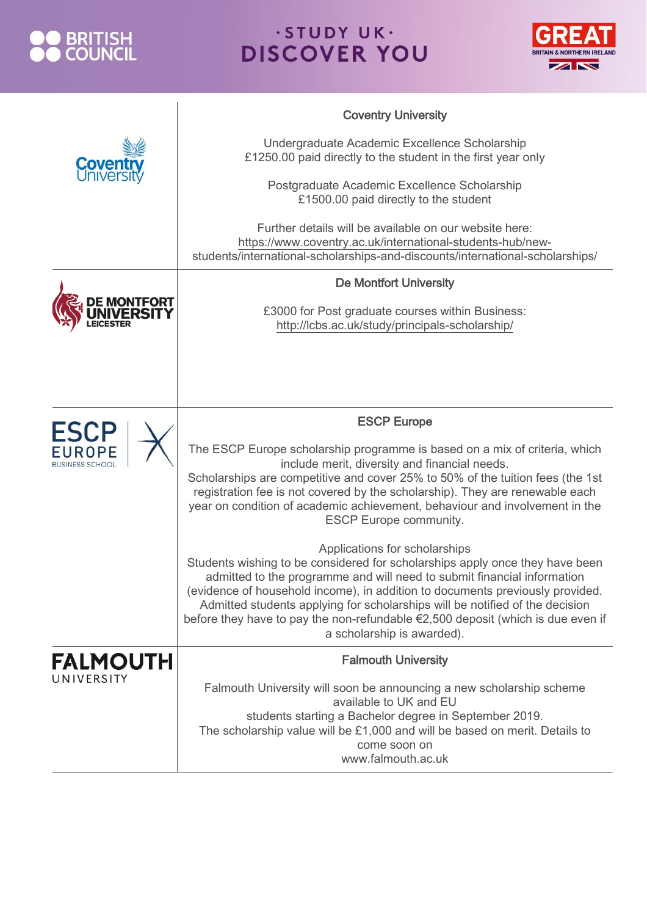| | |
|---|---|
| Coventry University | **Coventry University**<br><br>Undergraduate Academic Excellence Scholarship<br>£1250.00 paid directly to the student in the first year only<br><br>Postgraduate Academic Excellence Scholarship<br>£1500.00 paid directly to the student<br><br>Further details will be available on our website here:<br>https://www.coventry.ac.uk/international-students-hub/new-students/international-scholarships-and-discounts/international-scholarships/ |
| De Montfort University Leicester | **De Montfort University**<br><br>£3000 for Post graduate courses within Business:<br>http://lcbs.ac.uk/study/principals-scholarship/ |
| ESCP Europe Business School | **ESCP Europe**<br><br>The ESCP Europe scholarship programme is based on a mix of criteria, which include merit, diversity and financial needs.<br>Scholarships are competitive and cover 25% to 50% of the tuition fees (the 1st registration fee is not covered by the scholarship). They are renewable each year on condition of academic achievement, behaviour and involvement in the ESCP Europe community.<br><br>Applications for scholarships<br>Students wishing to be considered for scholarships apply once they have been admitted to the programme and will need to submit financial information (evidence of household income), in addition to documents previously provided. Admitted students applying for scholarships will be notified of the decision before they have to pay the non-refundable €2,500 deposit (which is due even if a scholarship is awarded). |
| Falmouth University | **Falmouth University**<br><br>Falmouth University will soon be announcing a new scholarship scheme available to UK and EU<br>students starting a Bachelor degree in September 2019.<br>The scholarship value will be £1,000 and will be based on merit. Details to come soon on<br>www.falmouth.ac.uk |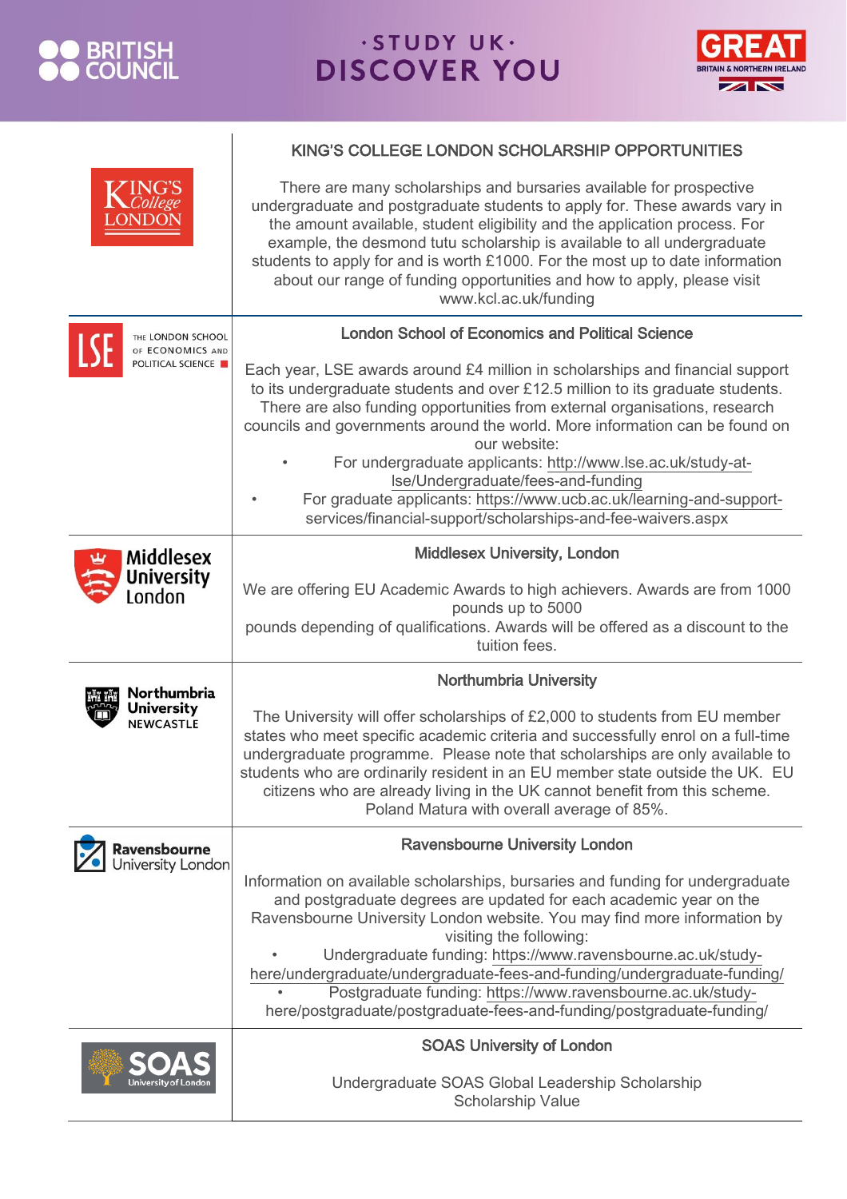| | |
|---|---|
| KING'S College LONDON | **KING'S COLLEGE LONDON SCHOLARSHIP OPPORTUNITIES**<br><br>There are many scholarships and bursaries available for prospective undergraduate and postgraduate students to apply for. These awards vary in the amount available, student eligibility and the application process. For example, the desmond tutu scholarship is available to all undergraduate students to apply for and is worth £1000. For the most up to date information about our range of funding opportunities and how to apply, please visit www.kcl.ac.uk/funding |
| LSE THE LONDON SCHOOL OF ECONOMICS AND POLITICAL SCIENCE | **London School of Economics and Political Science**<br><br>Each year, LSE awards around £4 million in scholarships and financial support to its undergraduate students and over £12.5 million to its graduate students. There are also funding opportunities from external organisations, research councils and governments around the world. More information can be found on our website:<br>• For undergraduate applicants: http://www.lse.ac.uk/study-at-lse/Undergraduate/fees-and-funding<br>• For graduate applicants: https://www.ucb.ac.uk/learning-and-support-services/financial-support/scholarships-and-fee-waivers.aspx |
| Middlesex University London | **Middlesex University, London**<br><br>We are offering EU Academic Awards to high achievers. Awards are from 1000 pounds up to 5000 pounds depending of qualifications. Awards will be offered as a discount to the tuition fees. |
| Northumbria University NEWCASTLE | **Northumbria University**<br><br>The University will offer scholarships of £2,000 to students from EU member states who meet specific academic criteria and successfully enrol on a full-time undergraduate programme. Please note that scholarships are only available to students who are ordinarily resident in an EU member state outside the UK. EU citizens who are already living in the UK cannot benefit from this scheme. Poland Matura with overall average of 85%. |
| Ravensbourne University London | **Ravensbourne University London**<br><br>Information on available scholarships, bursaries and funding for undergraduate and postgraduate degrees are updated for each academic year on the Ravensbourne University London website. You may find more information by visiting the following:<br>• Undergraduate funding: https://www.ravensbourne.ac.uk/study-here/undergraduate/undergraduate-fees-and-funding/undergraduate-funding/<br>• Postgraduate funding: https://www.ravensbourne.ac.uk/study-here/postgraduate/postgraduate-fees-and-funding/postgraduate-funding/ |
| SOAS University of London | **SOAS University of London**<br><br>Undergraduate SOAS Global Leadership Scholarship<br>Scholarship Value |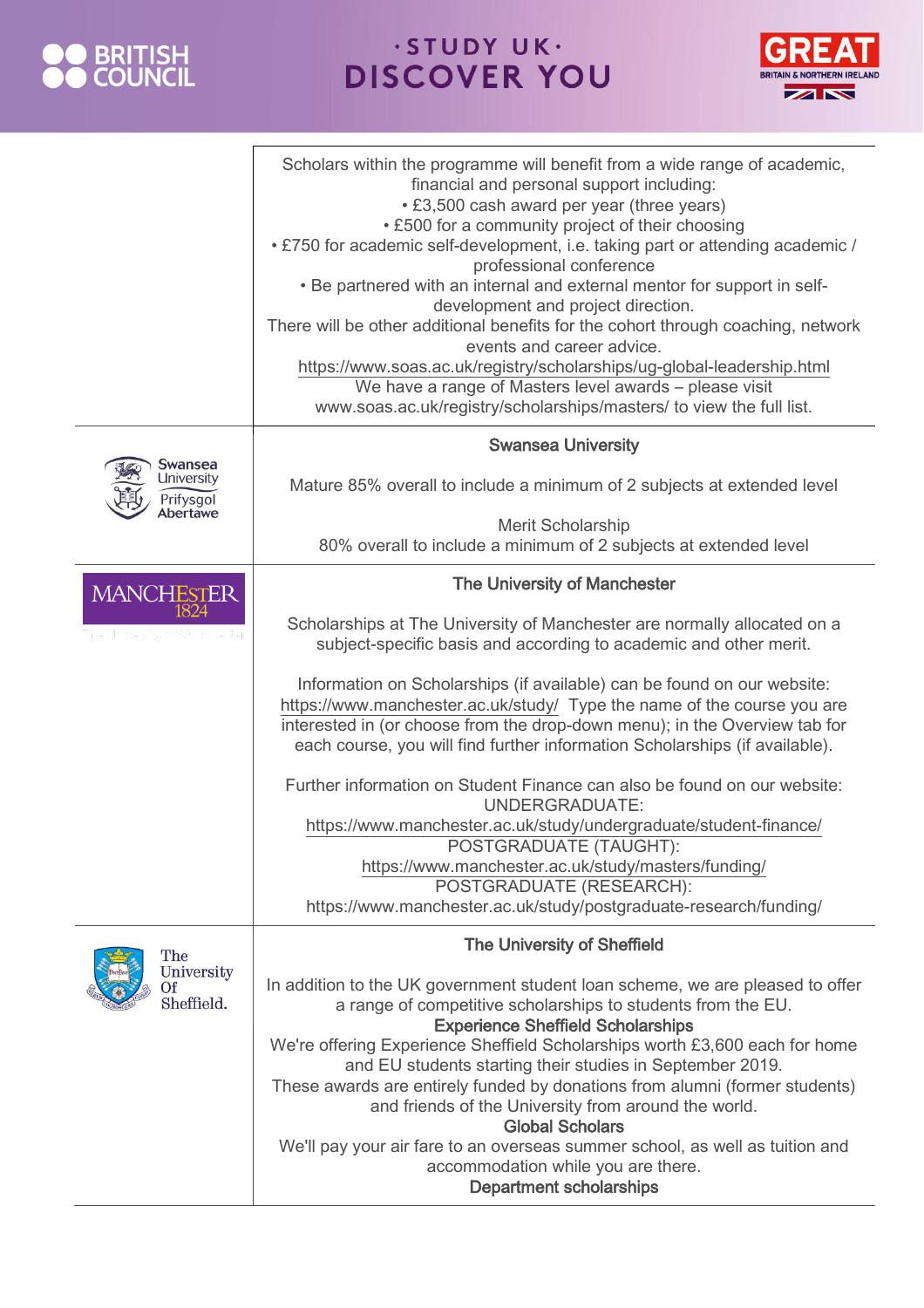| | |
|---|---|
| | Scholars within the programme will benefit from a wide range of academic, financial and personal support including:<br>• £3,500 cash award per year (three years)<br>• £500 for a community project of their choosing<br>• £750 for academic self-development, i.e. taking part or attending academic / professional conference<br>• Be partnered with an internal and external mentor for support in self-development and project direction.<br>There will be other additional benefits for the cohort through coaching, network events and career advice.<br>https://www.soas.ac.uk/registry/scholarships/ug-global-leadership.html<br>We have a range of Masters level awards – please visit www.soas.ac.uk/registry/scholarships/masters/ to view the full list. |
| Swansea University Prifysgol Abertawe | **Swansea University**<br><br>Mature 85% overall to include a minimum of 2 subjects at extended level<br><br>Merit Scholarship<br>80% overall to include a minimum of 2 subjects at extended level |
| MANCHESTER 1824 The University of Manchester | **The University of Manchester**<br><br>Scholarships at The University of Manchester are normally allocated on a subject-specific basis and according to academic and other merit.<br><br>Information on Scholarships (if available) can be found on our website: https://www.manchester.ac.uk/study/ Type the name of the course you are interested in (or choose from the drop-down menu); in the Overview tab for each course, you will find further information Scholarships (if available).<br><br>Further information on Student Finance can also be found on our website:<br>UNDERGRADUATE:<br>https://www.manchester.ac.uk/study/undergraduate/student-finance/<br>POSTGRADUATE (TAUGHT):<br>https://www.manchester.ac.uk/study/masters/funding/<br>POSTGRADUATE (RESEARCH):<br>https://www.manchester.ac.uk/study/postgraduate-research/funding/ |
| The University Of Sheffield. | **The University of Sheffield**<br><br>In addition to the UK government student loan scheme, we are pleased to offer a range of competitive scholarships to students from the EU.<br>**Experience Sheffield Scholarships**<br>We're offering Experience Sheffield Scholarships worth £3,600 each for home and EU students starting their studies in September 2019.<br>These awards are entirely funded by donations from alumni (former students) and friends of the University from around the world.<br>**Global Scholars**<br>We'll pay your air fare to an overseas summer school, as well as tuition and accommodation while you are there.<br>**Department scholarships** |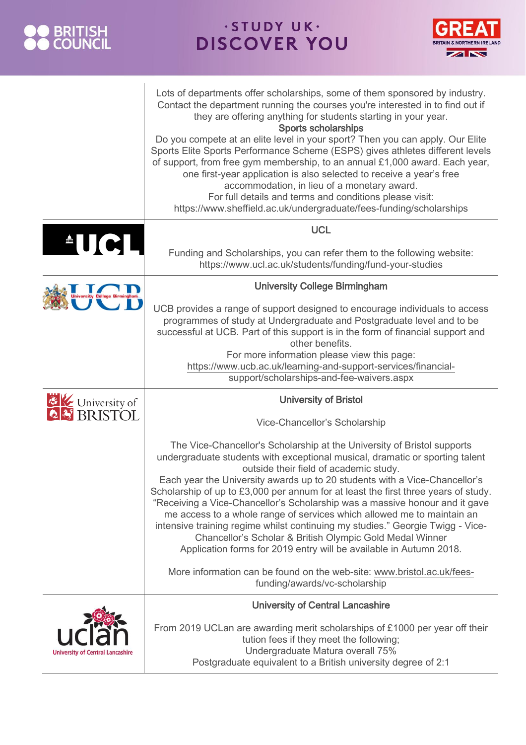| | |
|---|---|
| | Lots of departments offer scholarships, some of them sponsored by industry. Contact the department running the courses you're interested in to find out if they are offering anything for students starting in your year.<br>**Sports scholarships**<br>Do you compete at an elite level in your sport? Then you can apply. Our Elite Sports Elite Sports Performance Scheme (ESPS) gives athletes different levels of support, from free gym membership, to an annual £1,000 award. Each year, one first-year application is also selected to receive a year's free accommodation, in lieu of a monetary award.<br>For full details and terms and conditions please visit:<br>https://www.sheffield.ac.uk/undergraduate/fees-funding/scholarships |
| UCL | **UCL**<br><br>Funding and Scholarships, you can refer them to the following website:<br>https://www.ucl.ac.uk/students/funding/fund-your-studies |
| UCB University College Birmingham | **University College Birmingham**<br><br>UCB provides a range of support designed to encourage individuals to access programmes of study at Undergraduate and Postgraduate level and to be successful at UCB. Part of this support is in the form of financial support and other benefits.<br>For more information please view this page:<br>https://www.ucb.ac.uk/learning-and-support-services/financial-support/scholarships-and-fee-waivers.aspx |
| University of BRISTOL | **University of Bristol**<br><br>Vice-Chancellor's Scholarship<br><br>The Vice-Chancellor's Scholarship at the University of Bristol supports undergraduate students with exceptional musical, dramatic or sporting talent outside their field of academic study.<br>Each year the University awards up to 20 students with a Vice-Chancellor's Scholarship of up to £3,000 per annum for at least the first three years of study.<br>"Receiving a Vice-Chancellor's Scholarship was a massive honour and it gave me access to a whole range of services which allowed me to maintain an intensive training regime whilst continuing my studies." Georgie Twigg - Vice-Chancellor's Scholar & British Olympic Gold Medal Winner<br>Application forms for 2019 entry will be available in Autumn 2018.<br><br>More information can be found on the web-site: www.bristol.ac.uk/fees-funding/awards/vc-scholarship |
| uclan University of Central Lancashire | **University of Central Lancashire**<br><br>From 2019 UCLan are awarding merit scholarships of £1000 per year off their tuition fees if they meet the following;<br>Undergraduate Matura overall 75%<br>Postgraduate equivalent to a British university degree of 2:1 |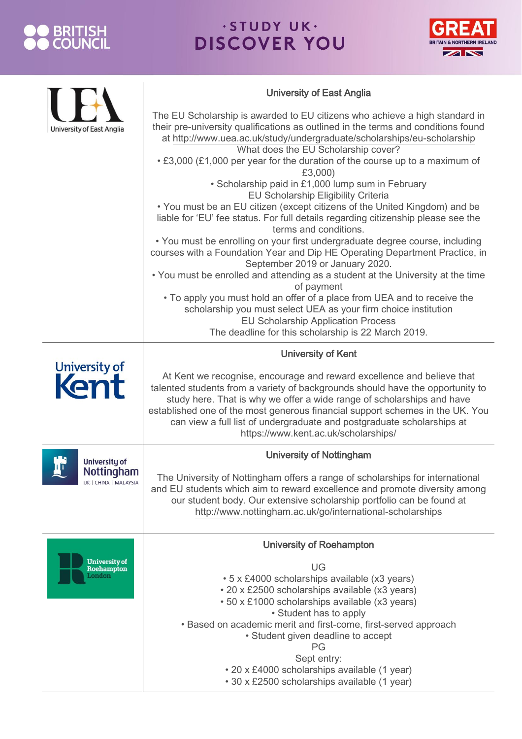| | |
|---|---|
| University of East Anglia | **University of East Anglia**<br><br>The EU Scholarship is awarded to EU citizens who achieve a high standard in their pre-university qualifications as outlined in the terms and conditions found at http://www.uea.ac.uk/study/undergraduate/scholarships/eu-scholarship<br>What does the EU Scholarship cover?<br>• £3,000 (£1,000 per year for the duration of the course up to a maximum of £3,000)<br>• Scholarship paid in £1,000 lump sum in February<br>EU Scholarship Eligibility Criteria<br>• You must be an EU citizen (except citizens of the United Kingdom) and be liable for 'EU' fee status. For full details regarding citizenship please see the terms and conditions.<br>• You must be enrolling on your first undergraduate degree course, including courses with a Foundation Year and Dip HE Operating Department Practice, in September 2019 or January 2020.<br>• You must be enrolled and attending as a student at the University at the time of payment<br>• To apply you must hold an offer of a place from UEA and to receive the scholarship you must select UEA as your firm choice institution<br>EU Scholarship Application Process<br>The deadline for this scholarship is 22 March 2019. |
| University of Kent | **University of Kent**<br><br>At Kent we recognise, encourage and reward excellence and believe that talented students from a variety of backgrounds should have the opportunity to study here. That is why we offer a wide range of scholarships and have established one of the most generous financial support schemes in the UK. You can view a full list of undergraduate and postgraduate scholarships at https://www.kent.ac.uk/scholarships/ |
| University of Nottingham<br>UK \| CHINA \| MALAYSIA | **University of Nottingham**<br><br>The University of Nottingham offers a range of scholarships for international and EU students which aim to reward excellence and promote diversity among our student body. Our extensive scholarship portfolio can be found at http://www.nottingham.ac.uk/go/international-scholarships |
| University of Roehampton London | **University of Roehampton**<br><br>UG<br>• 5 x £4000 scholarships available (x3 years)<br>• 20 x £2500 scholarships available (x3 years)<br>• 50 x £1000 scholarships available (x3 years)<br>• Student has to apply<br>• Based on academic merit and first-come, first-served approach<br>• Student given deadline to accept<br>PG<br>Sept entry:<br>• 20 x £4000 scholarships available (1 year)<br>• 30 x £2500 scholarships available (1 year) |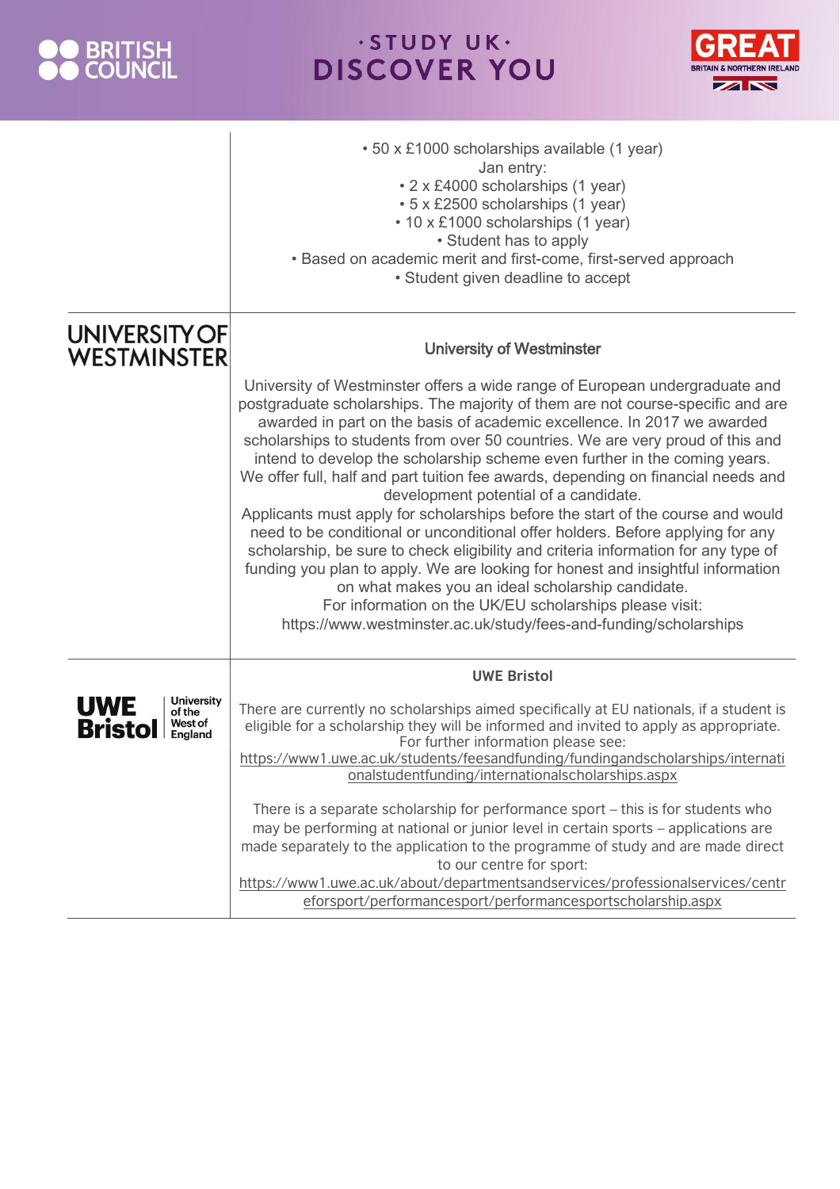| | |
|---|---|
| | • 50 x £1000 scholarships available (1 year)<br>Jan entry:<br>• 2 x £4000 scholarships (1 year)<br>• 5 x £2500 scholarships (1 year)<br>• 10 x £1000 scholarships (1 year)<br>• Student has to apply<br>• Based on academic merit and first-come, first-served approach<br>• Student given deadline to accept |
| UNIVERSITY OF WESTMINSTER | **University of Westminster**<br><br>University of Westminster offers a wide range of European undergraduate and postgraduate scholarships. The majority of them are not course-specific and are awarded in part on the basis of academic excellence. In 2017 we awarded scholarships to students from over 50 countries. We are very proud of this and intend to develop the scholarship scheme even further in the coming years. We offer full, half and part tuition fee awards, depending on financial needs and development potential of a candidate.<br>Applicants must apply for scholarships before the start of the course and would need to be conditional or unconditional offer holders. Before applying for any scholarship, be sure to check eligibility and criteria information for any type of funding you plan to apply. We are looking for honest and insightful information on what makes you an ideal scholarship candidate.<br>For information on the UK/EU scholarships please visit:<br>https://www.westminster.ac.uk/study/fees-and-funding/scholarships |
| UWE Bristol University of the West of England | **UWE Bristol**<br><br>There are currently no scholarships aimed specifically at EU nationals, if a student is eligible for a scholarship they will be informed and invited to apply as appropriate. For further information please see:<br>https://www1.uwe.ac.uk/students/feesandfunding/fundingandscholarships/internationalstudentfunding/internationalscholarships.aspx<br><br>There is a separate scholarship for performance sport – this is for students who may be performing at national or junior level in certain sports – applications are made separately to the application to the programme of study and are made direct to our centre for sport:<br>https://www1.uwe.ac.uk/about/departmentsandservices/professionalservices/centreforsport/performancesport/performancesportscholarship.aspx |